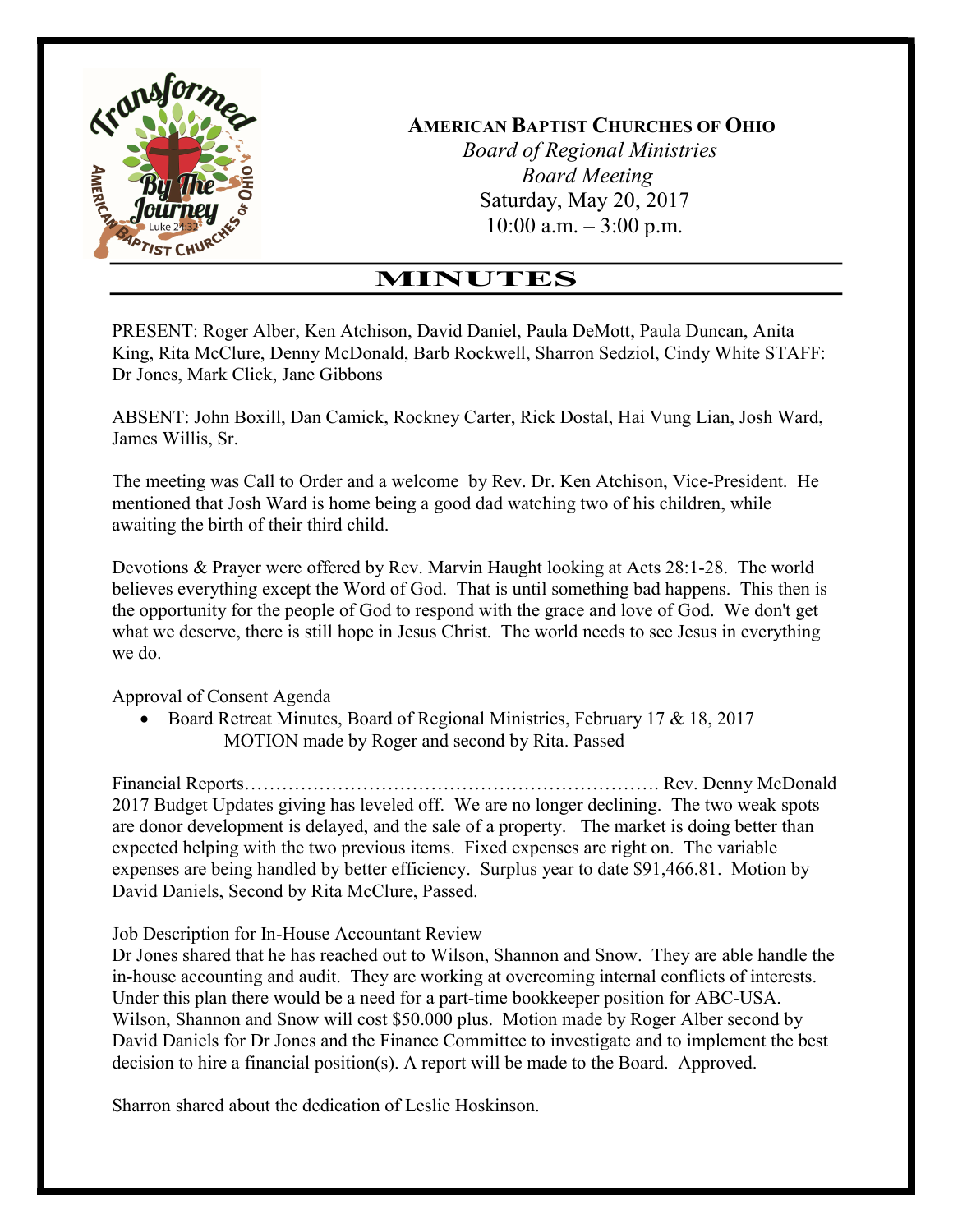**AMERICAN BAPTIST CHURCHES OF OHIO**

*Board of Regional Ministries*

*Board Meeting*

Saturday, May 20, 2017

10:00 a.m. – 3:00 p.m.

# MINUTES

PRESENT: Roger Alber, Ken Atchison, David Daniel, Paula DeMott, Paula Duncan, Anita King, Rita McClure, Denny McDonald, Barb Rockwell, Sharron Sedziol, Cindy White STAFF: Dr Jones, Mark Click, Jane Gibbons

ABSENT: John Boxill, Dan Camick, Rockney Carter, Rick Dostal, Hai Vung Lian, Josh Ward, James Willis, Sr.

The meeting was Call to Order and a welcome by Rev. Dr. Ken Atchison, Vice-President. He mentioned that Josh Ward is home being a good dad watching two of his children, while awaiting the birth of their third child.

Devotions & Prayer were offered by Rev. Marvin Haught looking at Acts 28:1-28. The world believes everything except the Word of God. That is until something bad happens. This then is the opportunity for the people of God to respond with the grace and love of God. We don't get what we deserve, there is still hope in Jesus Christ. The world needs to see Jesus in everything we do.

Approval of Consent Agenda

- Board Retreat Minutes, Board of Regional Ministries, February 17 & 18, 2017
  MOTION made by Roger and second by Rita. Passed

Financial Reports…………………………………………………………. Rev. Denny McDonald
2017 Budget Updates giving has leveled off. We are no longer declining. The two weak spots are donor development is delayed, and the sale of a property. The market is doing better than expected helping with the two previous items. Fixed expenses are right on. The variable expenses are being handled by better efficiency. Surplus year to date $91,466.81. Motion by David Daniels, Second by Rita McClure, Passed.

Job Description for In-House Accountant Review
Dr Jones shared that he has reached out to Wilson, Shannon and Snow. They are able handle the in-house accounting and audit. They are working at overcoming internal conflicts of interests. Under this plan there would be a need for a part-time bookkeeper position for ABC-USA. Wilson, Shannon and Snow will cost $50.000 plus. Motion made by Roger Alber second by David Daniels for Dr Jones and the Finance Committee to investigate and to implement the best decision to hire a financial position(s). A report will be made to the Board. Approved.

Sharron shared about the dedication of Leslie Hoskinson.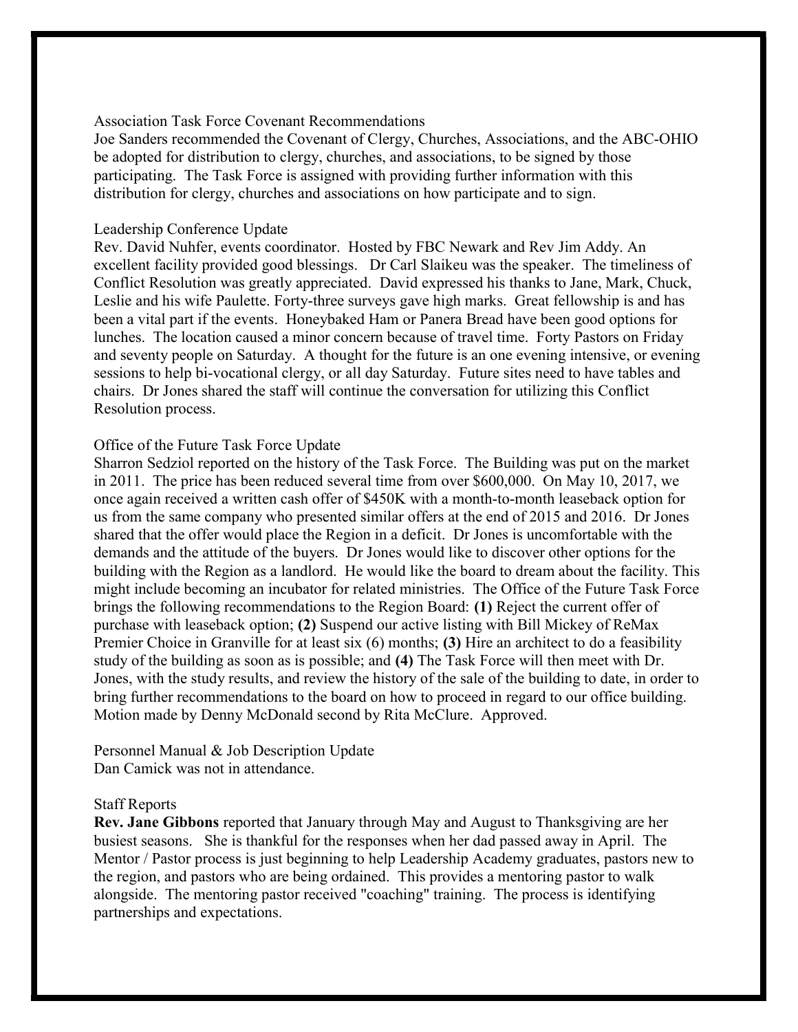Association Task Force Covenant Recommendations

Joe Sanders recommended the Covenant of Clergy, Churches, Associations, and the ABC-OHIO be adopted for distribution to clergy, churches, and associations, to be signed by those participating. The Task Force is assigned with providing further information with this distribution for clergy, churches and associations on how participate and to sign.

Leadership Conference Update

Rev. David Nuhfer, events coordinator. Hosted by FBC Newark and Rev Jim Addy. An excellent facility provided good blessings. Dr Carl Slaikeu was the speaker. The timeliness of Conflict Resolution was greatly appreciated. David expressed his thanks to Jane, Mark, Chuck, Leslie and his wife Paulette. Forty-three surveys gave high marks. Great fellowship is and has been a vital part if the events. Honeybaked Ham or Panera Bread have been good options for lunches. The location caused a minor concern because of travel time. Forty Pastors on Friday and seventy people on Saturday. A thought for the future is an one evening intensive, or evening sessions to help bi-vocational clergy, or all day Saturday. Future sites need to have tables and chairs. Dr Jones shared the staff will continue the conversation for utilizing this Conflict Resolution process.

Office of the Future Task Force Update

Sharron Sedziol reported on the history of the Task Force. The Building was put on the market in 2011. The price has been reduced several time from over $600,000. On May 10, 2017, we once again received a written cash offer of $450K with a month-to-month leaseback option for us from the same company who presented similar offers at the end of 2015 and 2016. Dr Jones shared that the offer would place the Region in a deficit. Dr Jones is uncomfortable with the demands and the attitude of the buyers. Dr Jones would like to discover other options for the building with the Region as a landlord. He would like the board to dream about the facility. This might include becoming an incubator for related ministries. The Office of the Future Task Force brings the following recommendations to the Region Board: **(1)** Reject the current offer of purchase with leaseback option; **(2)** Suspend our active listing with Bill Mickey of ReMax Premier Choice in Granville for at least six (6) months; **(3)** Hire an architect to do a feasibility study of the building as soon as is possible; and **(4)** The Task Force will then meet with Dr. Jones, with the study results, and review the history of the sale of the building to date, in order to bring further recommendations to the board on how to proceed in regard to our office building. Motion made by Denny McDonald second by Rita McClure. Approved.

Personnel Manual & Job Description Update

Dan Camick was not in attendance.

Staff Reports

**Rev. Jane Gibbons** reported that January through May and August to Thanksgiving are her busiest seasons. She is thankful for the responses when her dad passed away in April. The Mentor / Pastor process is just beginning to help Leadership Academy graduates, pastors new to the region, and pastors who are being ordained. This provides a mentoring pastor to walk alongside. The mentoring pastor received "coaching" training. The process is identifying partnerships and expectations.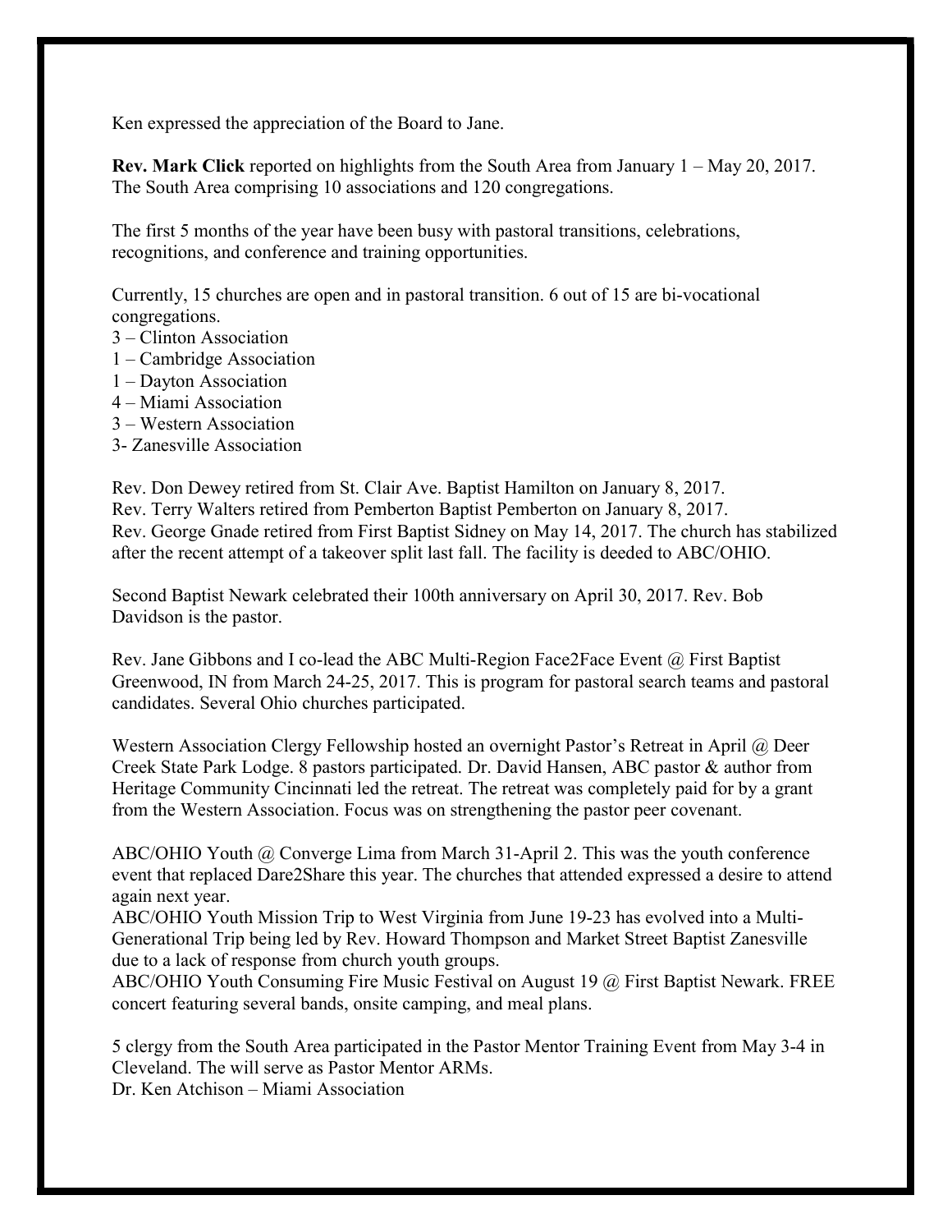Ken expressed the appreciation of the Board to Jane.

**Rev. Mark Click** reported on highlights from the South Area from January 1 – May 20, 2017. The South Area comprising 10 associations and 120 congregations.

The first 5 months of the year have been busy with pastoral transitions, celebrations, recognitions, and conference and training opportunities.

Currently, 15 churches are open and in pastoral transition. 6 out of 15 are bi-vocational congregations.
3 – Clinton Association
1 – Cambridge Association
1 – Dayton Association
4 – Miami Association
3 – Western Association
3- Zanesville Association

Rev. Don Dewey retired from St. Clair Ave. Baptist Hamilton on January 8, 2017.
Rev. Terry Walters retired from Pemberton Baptist Pemberton on January 8, 2017.
Rev. George Gnade retired from First Baptist Sidney on May 14, 2017. The church has stabilized after the recent attempt of a takeover split last fall. The facility is deeded to ABC/OHIO.

Second Baptist Newark celebrated their 100th anniversary on April 30, 2017. Rev. Bob Davidson is the pastor.

Rev. Jane Gibbons and I co-lead the ABC Multi-Region Face2Face Event @ First Baptist Greenwood, IN from March 24-25, 2017. This is program for pastoral search teams and pastoral candidates. Several Ohio churches participated.

Western Association Clergy Fellowship hosted an overnight Pastor's Retreat in April @ Deer Creek State Park Lodge. 8 pastors participated. Dr. David Hansen, ABC pastor & author from Heritage Community Cincinnati led the retreat. The retreat was completely paid for by a grant from the Western Association. Focus was on strengthening the pastor peer covenant.

ABC/OHIO Youth @ Converge Lima from March 31-April 2. This was the youth conference event that replaced Dare2Share this year. The churches that attended expressed a desire to attend again next year.
ABC/OHIO Youth Mission Trip to West Virginia from June 19-23 has evolved into a Multi-Generational Trip being led by Rev. Howard Thompson and Market Street Baptist Zanesville due to a lack of response from church youth groups.
ABC/OHIO Youth Consuming Fire Music Festival on August 19 @ First Baptist Newark. FREE concert featuring several bands, onsite camping, and meal plans.

5 clergy from the South Area participated in the Pastor Mentor Training Event from May 3-4 in Cleveland. The will serve as Pastor Mentor ARMs.
Dr. Ken Atchison – Miami Association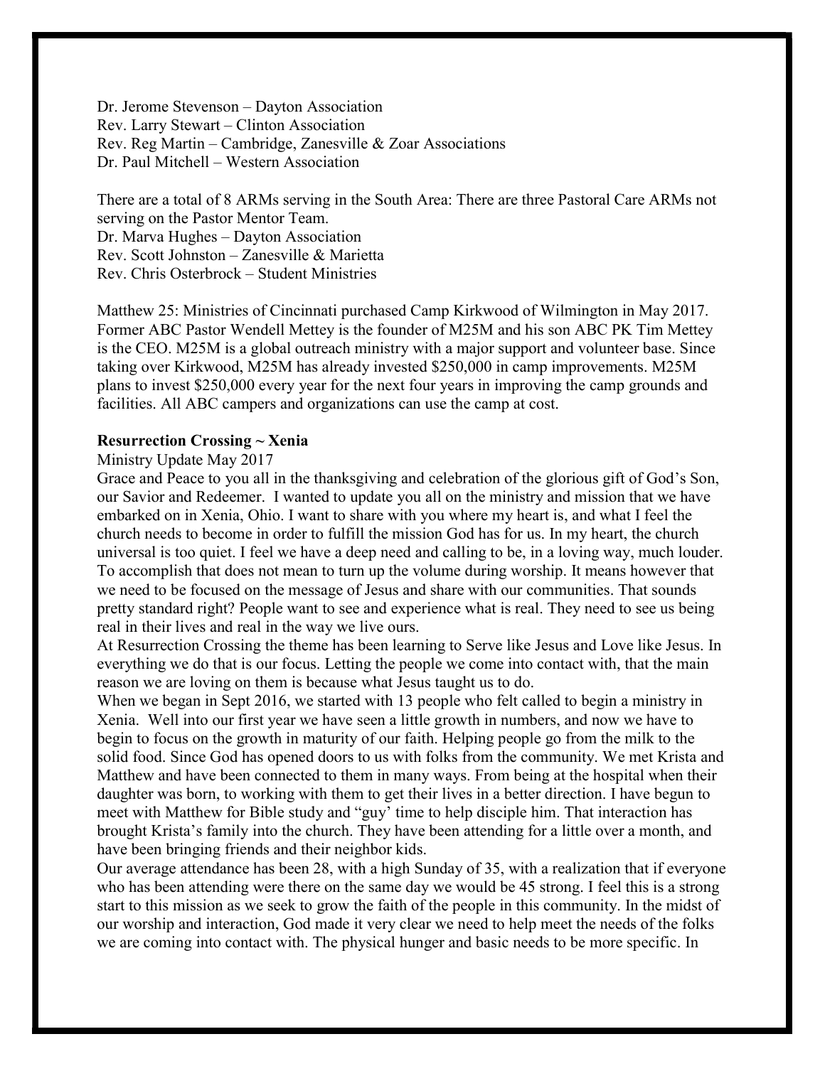Dr. Jerome Stevenson – Dayton Association
Rev. Larry Stewart – Clinton Association
Rev. Reg Martin – Cambridge, Zanesville & Zoar Associations
Dr. Paul Mitchell – Western Association

There are a total of 8 ARMs serving in the South Area: There are three Pastoral Care ARMs not serving on the Pastor Mentor Team.
Dr. Marva Hughes – Dayton Association
Rev. Scott Johnston – Zanesville & Marietta
Rev. Chris Osterbrock – Student Ministries

Matthew 25: Ministries of Cincinnati purchased Camp Kirkwood of Wilmington in May 2017. Former ABC Pastor Wendell Mettey is the founder of M25M and his son ABC PK Tim Mettey is the CEO. M25M is a global outreach ministry with a major support and volunteer base. Since taking over Kirkwood, M25M has already invested $250,000 in camp improvements. M25M plans to invest $250,000 every year for the next four years in improving the camp grounds and facilities. All ABC campers and organizations can use the camp at cost.

**Resurrection Crossing ~ Xenia**

Ministry Update May 2017

Grace and Peace to you all in the thanksgiving and celebration of the glorious gift of God's Son, our Savior and Redeemer. I wanted to update you all on the ministry and mission that we have embarked on in Xenia, Ohio. I want to share with you where my heart is, and what I feel the church needs to become in order to fulfill the mission God has for us. In my heart, the church universal is too quiet. I feel we have a deep need and calling to be, in a loving way, much louder. To accomplish that does not mean to turn up the volume during worship. It means however that we need to be focused on the message of Jesus and share with our communities. That sounds pretty standard right? People want to see and experience what is real. They need to see us being real in their lives and real in the way we live ours.

At Resurrection Crossing the theme has been learning to Serve like Jesus and Love like Jesus. In everything we do that is our focus. Letting the people we come into contact with, that the main reason we are loving on them is because what Jesus taught us to do.

When we began in Sept 2016, we started with 13 people who felt called to begin a ministry in Xenia. Well into our first year we have seen a little growth in numbers, and now we have to begin to focus on the growth in maturity of our faith. Helping people go from the milk to the solid food. Since God has opened doors to us with folks from the community. We met Krista and Matthew and have been connected to them in many ways. From being at the hospital when their daughter was born, to working with them to get their lives in a better direction. I have begun to meet with Matthew for Bible study and "guy' time to help disciple him. That interaction has brought Krista's family into the church. They have been attending for a little over a month, and have been bringing friends and their neighbor kids.

Our average attendance has been 28, with a high Sunday of 35, with a realization that if everyone who has been attending were there on the same day we would be 45 strong. I feel this is a strong start to this mission as we seek to grow the faith of the people in this community. In the midst of our worship and interaction, God made it very clear we need to help meet the needs of the folks we are coming into contact with. The physical hunger and basic needs to be more specific. In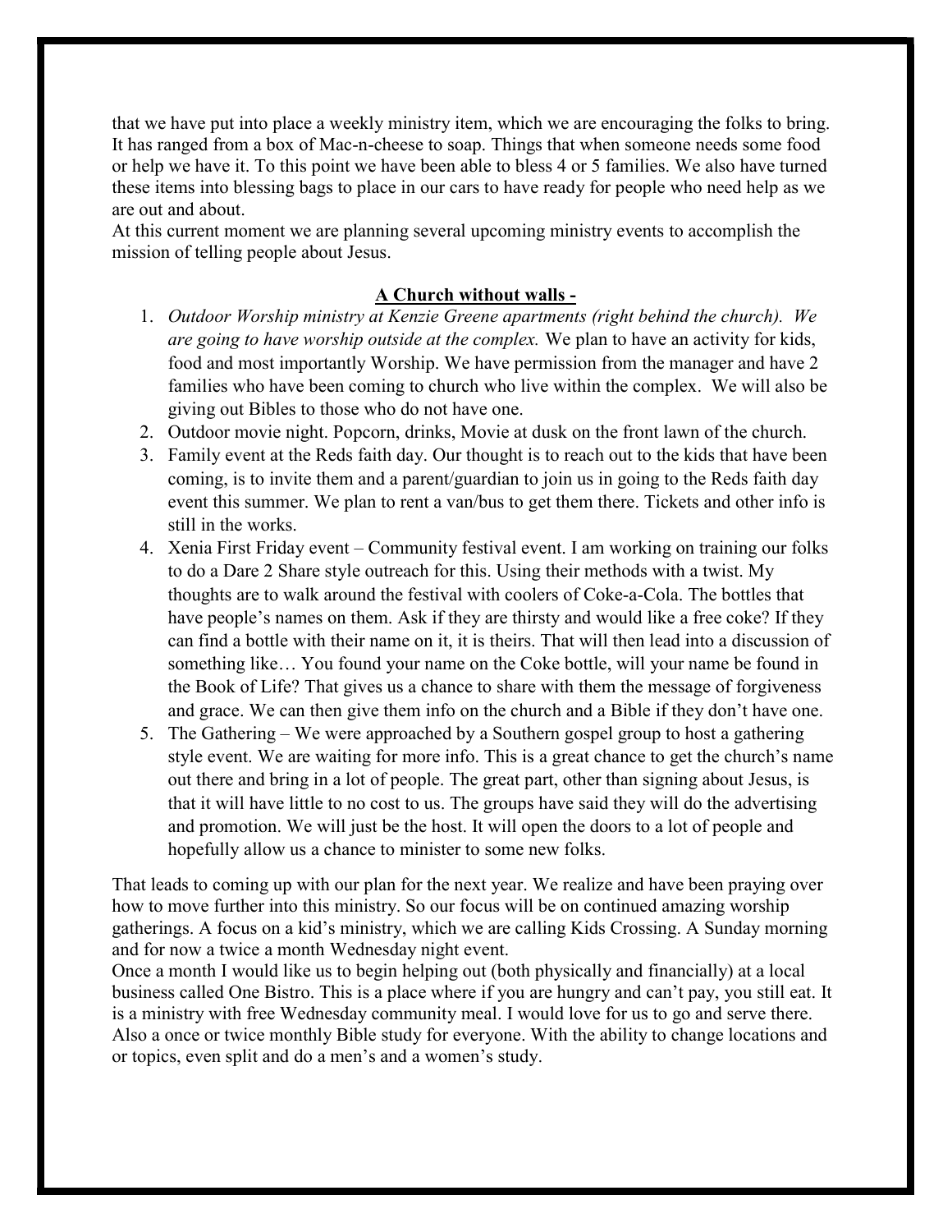that we have put into place a weekly ministry item, which we are encouraging the folks to bring. It has ranged from a box of Mac-n-cheese to soap. Things that when someone needs some food or help we have it. To this point we have been able to bless 4 or 5 families. We also have turned these items into blessing bags to place in our cars to have ready for people who need help as we are out and about.

At this current moment we are planning several upcoming ministry events to accomplish the mission of telling people about Jesus.

**A Church without walls -**

1. *Outdoor Worship ministry at Kenzie Greene apartments (right behind the church). We are going to have worship outside at the complex.* We plan to have an activity for kids, food and most importantly Worship. We have permission from the manager and have 2 families who have been coming to church who live within the complex. We will also be giving out Bibles to those who do not have one.
2. Outdoor movie night. Popcorn, drinks, Movie at dusk on the front lawn of the church.
3. Family event at the Reds faith day. Our thought is to reach out to the kids that have been coming, is to invite them and a parent/guardian to join us in going to the Reds faith day event this summer. We plan to rent a van/bus to get them there. Tickets and other info is still in the works.
4. Xenia First Friday event – Community festival event. I am working on training our folks to do a Dare 2 Share style outreach for this. Using their methods with a twist. My thoughts are to walk around the festival with coolers of Coke-a-Cola. The bottles that have people's names on them. Ask if they are thirsty and would like a free coke? If they can find a bottle with their name on it, it is theirs. That will then lead into a discussion of something like… You found your name on the Coke bottle, will your name be found in the Book of Life? That gives us a chance to share with them the message of forgiveness and grace. We can then give them info on the church and a Bible if they don't have one.
5. The Gathering – We were approached by a Southern gospel group to host a gathering style event. We are waiting for more info. This is a great chance to get the church's name out there and bring in a lot of people. The great part, other than signing about Jesus, is that it will have little to no cost to us. The groups have said they will do the advertising and promotion. We will just be the host. It will open the doors to a lot of people and hopefully allow us a chance to minister to some new folks.

That leads to coming up with our plan for the next year. We realize and have been praying over how to move further into this ministry. So our focus will be on continued amazing worship gatherings. A focus on a kid's ministry, which we are calling Kids Crossing. A Sunday morning and for now a twice a month Wednesday night event.

Once a month I would like us to begin helping out (both physically and financially) at a local business called One Bistro. This is a place where if you are hungry and can't pay, you still eat. It is a ministry with free Wednesday community meal. I would love for us to go and serve there. Also a once or twice monthly Bible study for everyone. With the ability to change locations and or topics, even split and do a men's and a women's study.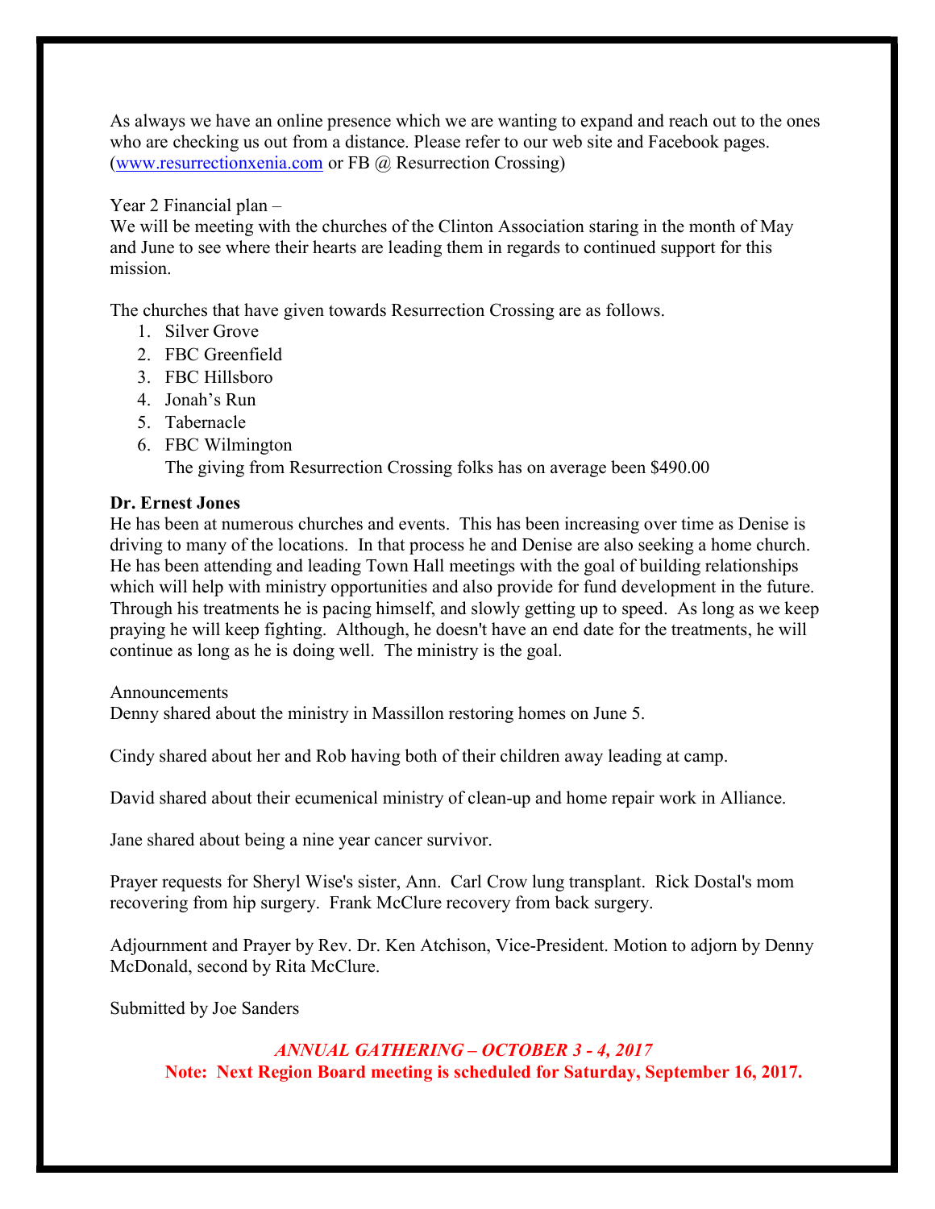As always we have an online presence which we are wanting to expand and reach out to the ones who are checking us out from a distance. Please refer to our web site and Facebook pages. ([www.resurrectionxenia.com](http://www.resurrectionxenia.com) or FB @ Resurrection Crossing)

Year 2 Financial plan –
We will be meeting with the churches of the Clinton Association staring in the month of May and June to see where their hearts are leading them in regards to continued support for this mission.

The churches that have given towards Resurrection Crossing are as follows.

1. Silver Grove
2. FBC Greenfield
3. FBC Hillsboro
4. Jonah's Run
5. Tabernacle
6. FBC Wilmington

   The giving from Resurrection Crossing folks has on average been $490.00

**Dr. Ernest Jones**
He has been at numerous churches and events. This has been increasing over time as Denise is driving to many of the locations. In that process he and Denise are also seeking a home church. He has been attending and leading Town Hall meetings with the goal of building relationships which will help with ministry opportunities and also provide for fund development in the future. Through his treatments he is pacing himself, and slowly getting up to speed. As long as we keep praying he will keep fighting. Although, he doesn't have an end date for the treatments, he will continue as long as he is doing well. The ministry is the goal.

Announcements
Denny shared about the ministry in Massillon restoring homes on June 5.

Cindy shared about her and Rob having both of their children away leading at camp.

David shared about their ecumenical ministry of clean-up and home repair work in Alliance.

Jane shared about being a nine year cancer survivor.

Prayer requests for Sheryl Wise's sister, Ann. Carl Crow lung transplant. Rick Dostal's mom recovering from hip surgery. Frank McClure recovery from back surgery.

Adjournment and Prayer by Rev. Dr. Ken Atchison, Vice-President. Motion to adjorn by Denny McDonald, second by Rita McClure.

Submitted by Joe Sanders

***ANNUAL GATHERING – OCTOBER 3 - 4, 2017***

**Note: Next Region Board meeting is scheduled for Saturday, September 16, 2017.**